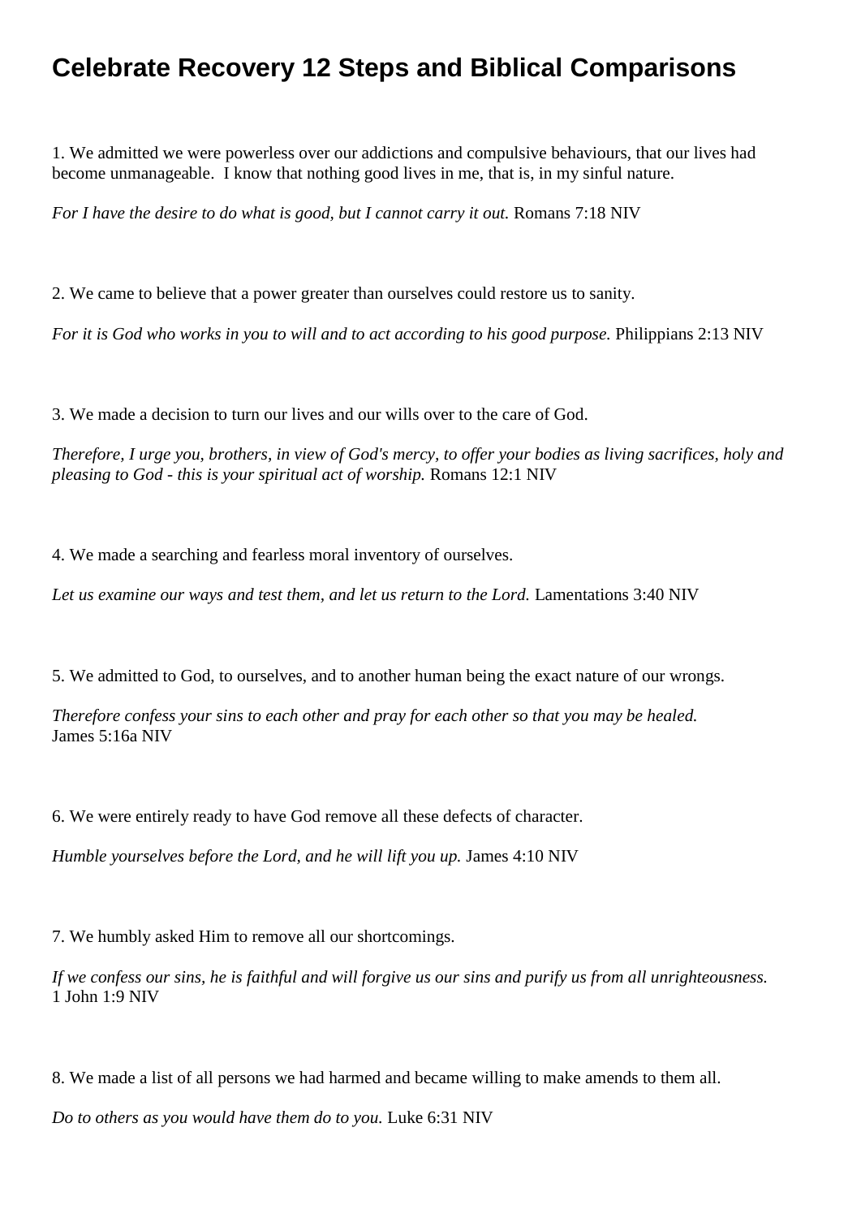# Celebrate Recovery 12 Steps and Biblical Comparisons

1. We admitted we were powerless over our addictions and compulsive behaviours, that our lives had become unmanageable. I know that nothing good lives in me, that is, in my sinful nature.

*For I have the desire to do what is good, but I cannot carry it out.* Romans 7:18 NIV

2. We came to believe that a power greater than ourselves could restore us to sanity.

*For it is God who works in you to will and to act according to his good purpose.* Philippians 2:13 NIV

3. We made a decision to turn our lives and our wills over to the care of God.

*Therefore, I urge you, brothers, in view of God's mercy, to offer your bodies as living sacrifices, holy and pleasing to God - this is your spiritual act of worship.* Romans 12:1 NIV

4. We made a searching and fearless moral inventory of ourselves.

*Let us examine our ways and test them, and let us return to the Lord.* Lamentations 3:40 NIV

5. We admitted to God, to ourselves, and to another human being the exact nature of our wrongs.

*Therefore confess your sins to each other and pray for each other so that you may be healed.* James 5:16a NIV

6. We were entirely ready to have God remove all these defects of character.

*Humble yourselves before the Lord, and he will lift you up.* James 4:10 NIV

7. We humbly asked Him to remove all our shortcomings.

*If we confess our sins, he is faithful and will forgive us our sins and purify us from all unrighteousness.* 1 John 1:9 NIV

8. We made a list of all persons we had harmed and became willing to make amends to them all.

*Do to others as you would have them do to you.* Luke 6:31 NIV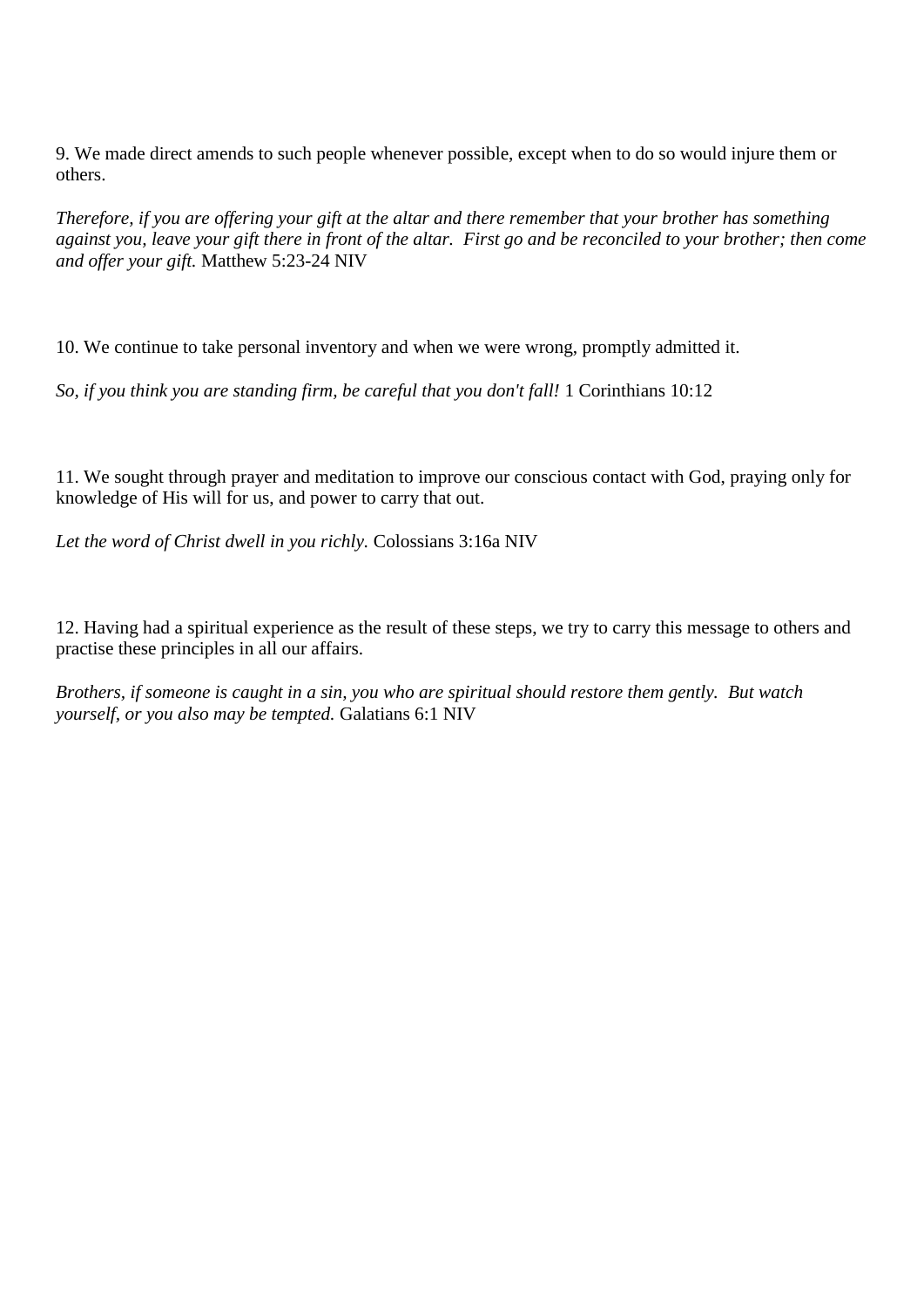9. We made direct amends to such people whenever possible, except when to do so would injure them or others.

*Therefore, if you are offering your gift at the altar and there remember that your brother has something against you, leave your gift there in front of the altar. First go and be reconciled to your brother; then come and offer your gift.* Matthew 5:23-24 NIV

10. We continue to take personal inventory and when we were wrong, promptly admitted it.

*So, if you think you are standing firm, be careful that you don't fall!* 1 Corinthians 10:12

11. We sought through prayer and meditation to improve our conscious contact with God, praying only for knowledge of His will for us, and power to carry that out.

*Let the word of Christ dwell in you richly.* Colossians 3:16a NIV

12. Having had a spiritual experience as the result of these steps, we try to carry this message to others and practise these principles in all our affairs.

*Brothers, if someone is caught in a sin, you who are spiritual should restore them gently. But watch yourself, or you also may be tempted.* Galatians 6:1 NIV